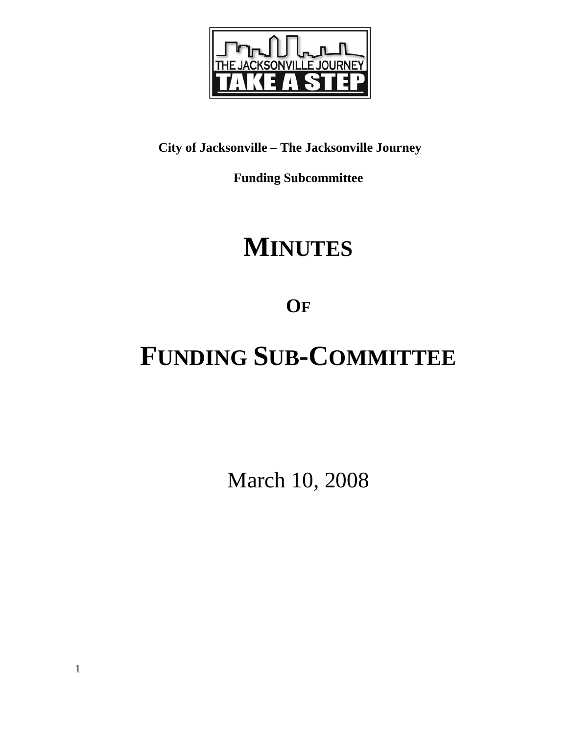**City of Jacksonville – The Jacksonville Journey**

**Funding Subcommittee**

# MINUTES

## OF

# FUNDING SUB-COMMITTEE

March 10, 2008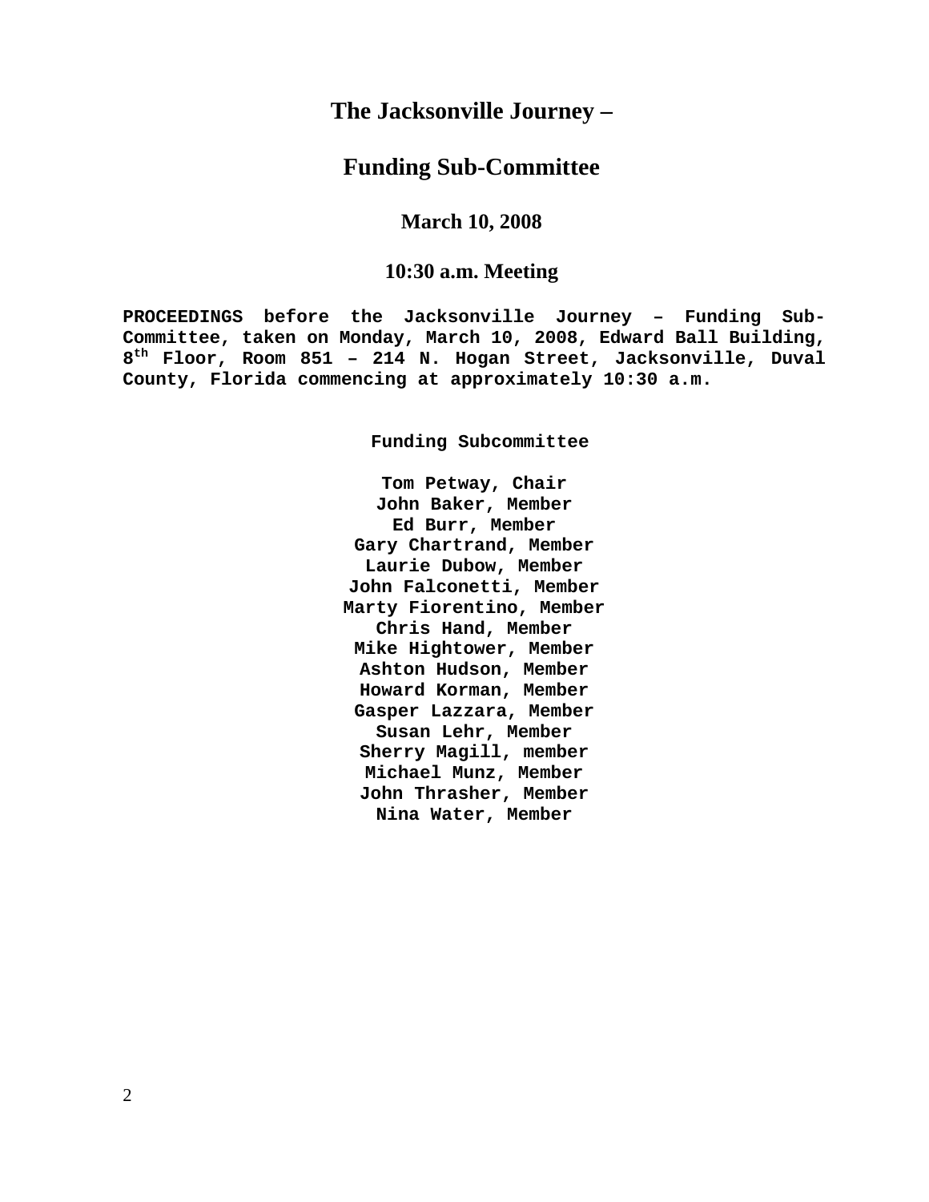# The Jacksonville Journey –

## Funding Sub-Committee

### March 10, 2008

### 10:30 a.m. Meeting

**PROCEEDINGS before the Jacksonville Journey – Funding Sub-Committee, taken on Monday, March 10, 2008, Edward Ball Building, 8th Floor, Room 851 – 214 N. Hogan Street, Jacksonville, Duval County, Florida commencing at approximately 10:30 a.m.**

**Funding Subcommittee**

**Tom Petway, Chair**
**John Baker, Member**
**Ed Burr, Member**
**Gary Chartrand, Member**
**Laurie Dubow, Member**
**John Falconetti, Member**
**Marty Fiorentino, Member**
**Chris Hand, Member**
**Mike Hightower, Member**
**Ashton Hudson, Member**
**Howard Korman, Member**
**Gasper Lazzara, Member**
**Susan Lehr, Member**
**Sherry Magill, member**
**Michael Munz, Member**
**John Thrasher, Member**
**Nina Water, Member**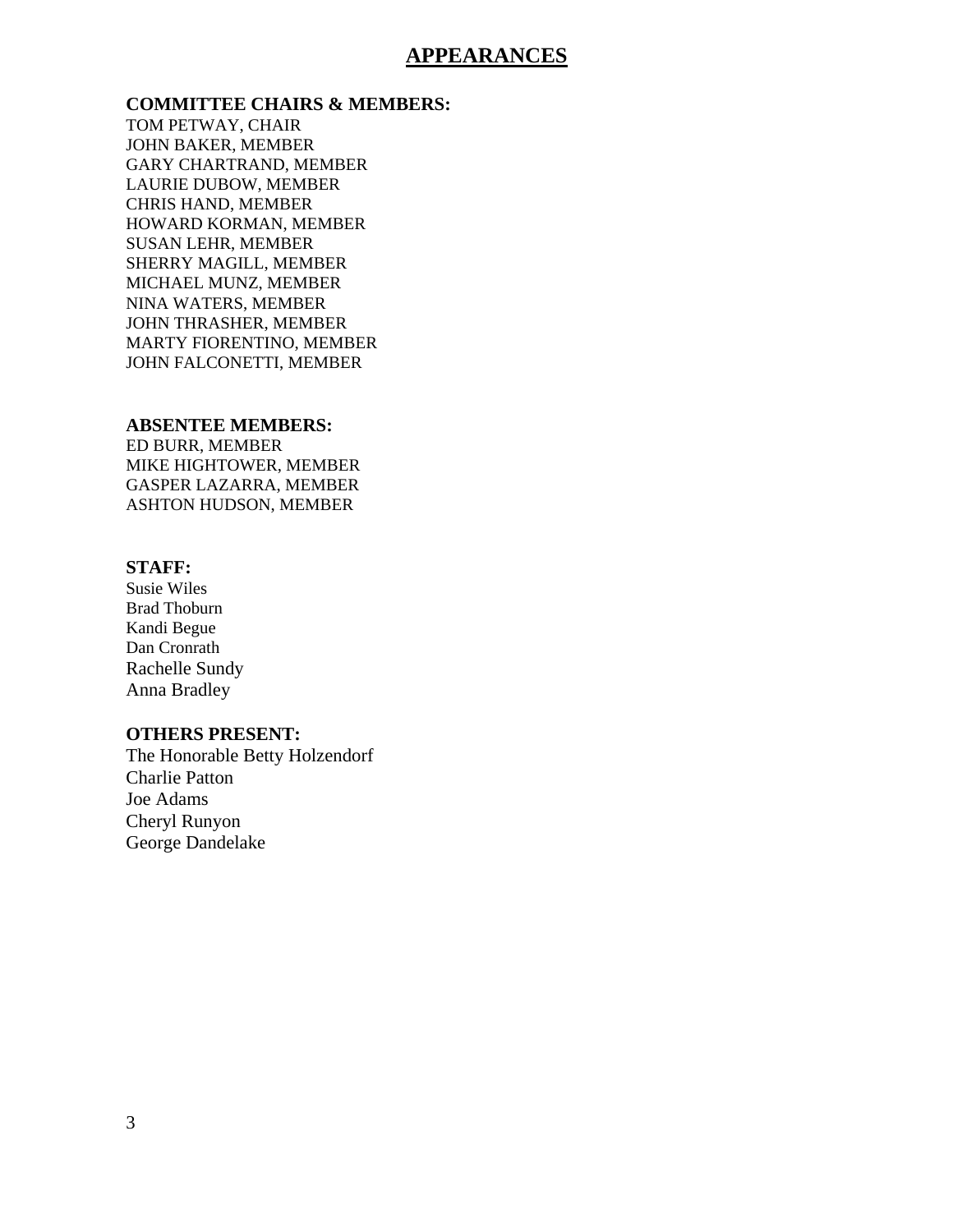# APPEARANCES

**COMMITTEE CHAIRS & MEMBERS:**

TOM PETWAY, CHAIR
JOHN BAKER, MEMBER
GARY CHARTRAND, MEMBER
LAURIE DUBOW, MEMBER
CHRIS HAND, MEMBER
HOWARD KORMAN, MEMBER
SUSAN LEHR, MEMBER
SHERRY MAGILL, MEMBER
MICHAEL MUNZ, MEMBER
NINA WATERS, MEMBER
JOHN THRASHER, MEMBER
MARTY FIORENTINO, MEMBER
JOHN FALCONETTI, MEMBER

**ABSENTEE MEMBERS:**

ED BURR, MEMBER
MIKE HIGHTOWER, MEMBER
GASPER LAZARRA, MEMBER
ASHTON HUDSON, MEMBER

**STAFF:**

Susie Wiles
Brad Thoburn
Kandi Begue
Dan Cronrath
Rachelle Sundy
Anna Bradley

**OTHERS PRESENT:**

The Honorable Betty Holzendorf
Charlie Patton
Joe Adams
Cheryl Runyon
George Dandelake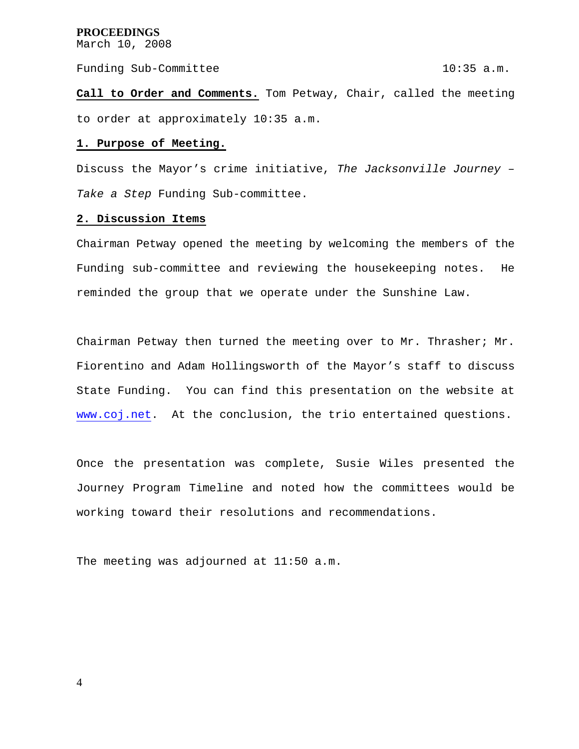**PROCEEDINGS**
March 10, 2008

Funding Sub-Committee 10:35 a.m.

**Call to Order and Comments.** Tom Petway, Chair, called the meeting to order at approximately 10:35 a.m.

**1. Purpose of Meeting.**

Discuss the Mayor's crime initiative, *The Jacksonville Journey – Take a Step* Funding Sub-committee.

**2. Discussion Items**

Chairman Petway opened the meeting by welcoming the members of the Funding sub-committee and reviewing the housekeeping notes. He reminded the group that we operate under the Sunshine Law.

Chairman Petway then turned the meeting over to Mr. Thrasher; Mr. Fiorentino and Adam Hollingsworth of the Mayor's staff to discuss State Funding. You can find this presentation on the website at www.coj.net. At the conclusion, the trio entertained questions.

Once the presentation was complete, Susie Wiles presented the Journey Program Timeline and noted how the committees would be working toward their resolutions and recommendations.

The meeting was adjourned at 11:50 a.m.